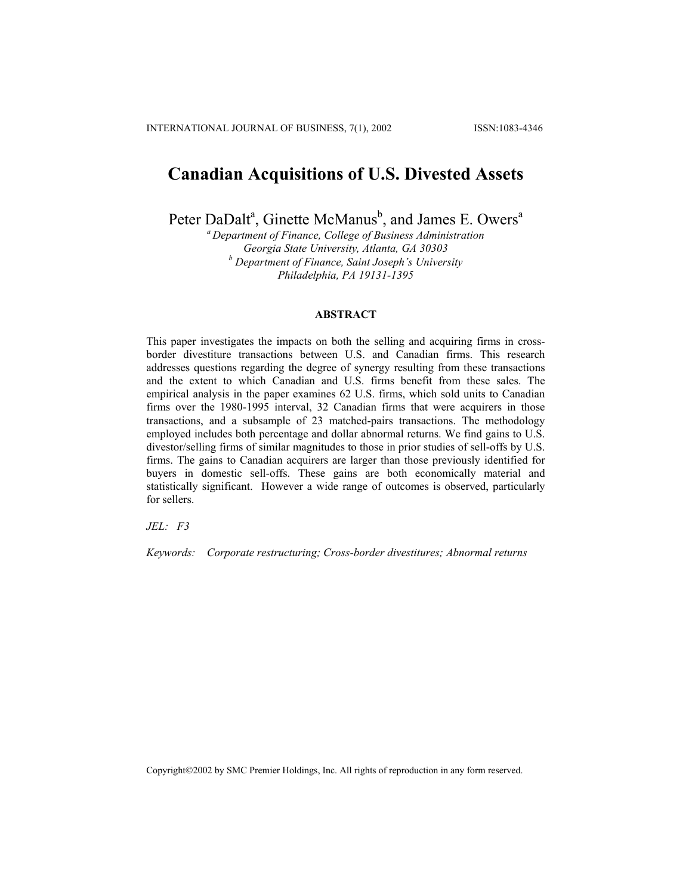# Canadian Acquisitions of U.S. Divested Assets

Peter DaDalt[a], Ginette McManus[b], and James E. Owers[a]

[a] *Department of Finance, College of Business Administration*
*Georgia State University, Atlanta, GA 30303*
[b] *Department of Finance, Saint Joseph's University*
*Philadelphia, PA 19131-1395*

## ABSTRACT

This paper investigates the impacts on both the selling and acquiring firms in cross-border divestiture transactions between U.S. and Canadian firms. This research addresses questions regarding the degree of synergy resulting from these transactions and the extent to which Canadian and U.S. firms benefit from these sales. The empirical analysis in the paper examines 62 U.S. firms, which sold units to Canadian firms over the 1980-1995 interval, 32 Canadian firms that were acquirers in those transactions, and a subsample of 23 matched-pairs transactions. The methodology employed includes both percentage and dollar abnormal returns. We find gains to U.S. divestor/selling firms of similar magnitudes to those in prior studies of sell-offs by U.S. firms. The gains to Canadian acquirers are larger than those previously identified for buyers in domestic sell-offs. These gains are both economically material and statistically significant. However a wide range of outcomes is observed, particularly for sellers.

*JEL:* *F3*

*Keywords:* *Corporate restructuring; Cross-border divestitures; Abnormal returns*

Copyright©2002 by SMC Premier Holdings, Inc. All rights of reproduction in any form reserved.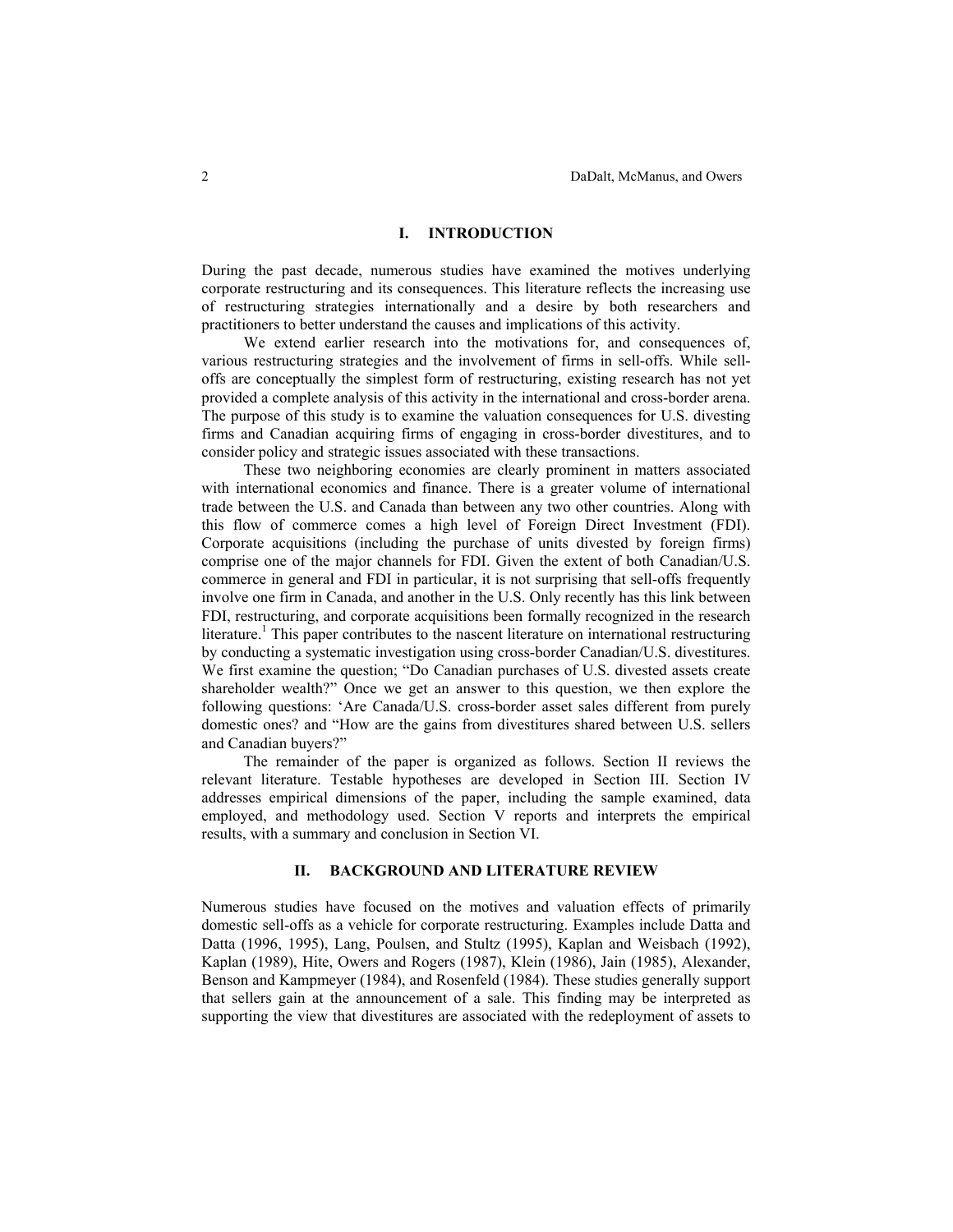## I. INTRODUCTION

During the past decade, numerous studies have examined the motives underlying corporate restructuring and its consequences. This literature reflects the increasing use of restructuring strategies internationally and a desire by both researchers and practitioners to better understand the causes and implications of this activity.

We extend earlier research into the motivations for, and consequences of, various restructuring strategies and the involvement of firms in sell-offs. While sell-offs are conceptually the simplest form of restructuring, existing research has not yet provided a complete analysis of this activity in the international and cross-border arena. The purpose of this study is to examine the valuation consequences for U.S. divesting firms and Canadian acquiring firms of engaging in cross-border divestitures, and to consider policy and strategic issues associated with these transactions.

These two neighboring economies are clearly prominent in matters associated with international economics and finance. There is a greater volume of international trade between the U.S. and Canada than between any two other countries. Along with this flow of commerce comes a high level of Foreign Direct Investment (FDI). Corporate acquisitions (including the purchase of units divested by foreign firms) comprise one of the major channels for FDI. Given the extent of both Canadian/U.S. commerce in general and FDI in particular, it is not surprising that sell-offs frequently involve one firm in Canada, and another in the U.S. Only recently has this link between FDI, restructuring, and corporate acquisitions been formally recognized in the research literature.[1] This paper contributes to the nascent literature on international restructuring by conducting a systematic investigation using cross-border Canadian/U.S. divestitures. We first examine the question; "Do Canadian purchases of U.S. divested assets create shareholder wealth?" Once we get an answer to this question, we then explore the following questions: 'Are Canada/U.S. cross-border asset sales different from purely domestic ones? and "How are the gains from divestitures shared between U.S. sellers and Canadian buyers?"

The remainder of the paper is organized as follows. Section II reviews the relevant literature. Testable hypotheses are developed in Section III. Section IV addresses empirical dimensions of the paper, including the sample examined, data employed, and methodology used. Section V reports and interprets the empirical results, with a summary and conclusion in Section VI.

## II. BACKGROUND AND LITERATURE REVIEW

Numerous studies have focused on the motives and valuation effects of primarily domestic sell-offs as a vehicle for corporate restructuring. Examples include Datta and Datta (1996, 1995), Lang, Poulsen, and Stultz (1995), Kaplan and Weisbach (1992), Kaplan (1989), Hite, Owers and Rogers (1987), Klein (1986), Jain (1985), Alexander, Benson and Kampmeyer (1984), and Rosenfeld (1984). These studies generally support that sellers gain at the announcement of a sale. This finding may be interpreted as supporting the view that divestitures are associated with the redeployment of assets to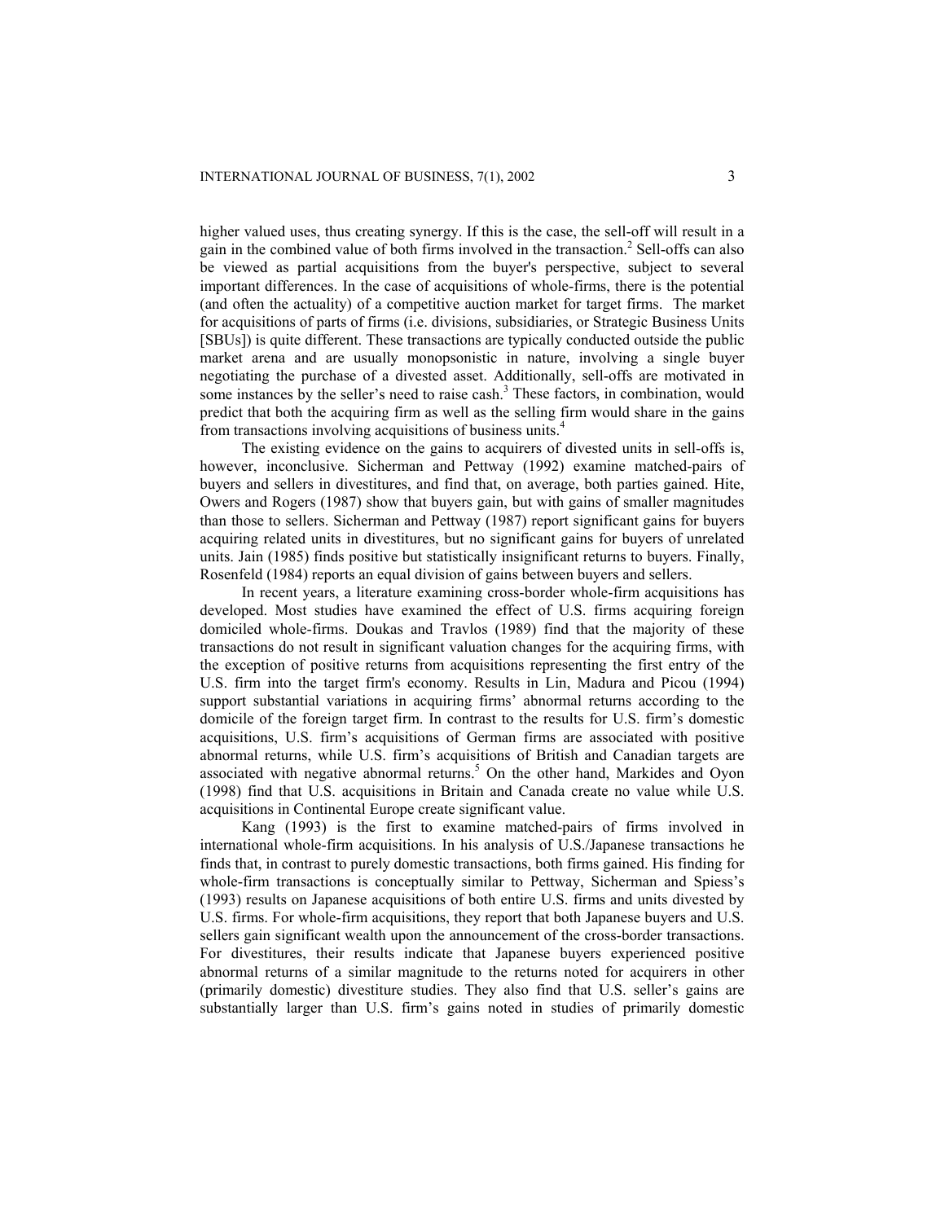higher valued uses, thus creating synergy. If this is the case, the sell-off will result in a gain in the combined value of both firms involved in the transaction.[2] Sell-offs can also be viewed as partial acquisitions from the buyer's perspective, subject to several important differences. In the case of acquisitions of whole-firms, there is the potential (and often the actuality) of a competitive auction market for target firms. The market for acquisitions of parts of firms (i.e. divisions, subsidiaries, or Strategic Business Units [SBUs]) is quite different. These transactions are typically conducted outside the public market arena and are usually monopsonistic in nature, involving a single buyer negotiating the purchase of a divested asset. Additionally, sell-offs are motivated in some instances by the seller's need to raise cash.[3] These factors, in combination, would predict that both the acquiring firm as well as the selling firm would share in the gains from transactions involving acquisitions of business units.[4]

The existing evidence on the gains to acquirers of divested units in sell-offs is, however, inconclusive. Sicherman and Pettway (1992) examine matched-pairs of buyers and sellers in divestitures, and find that, on average, both parties gained. Hite, Owers and Rogers (1987) show that buyers gain, but with gains of smaller magnitudes than those to sellers. Sicherman and Pettway (1987) report significant gains for buyers acquiring related units in divestitures, but no significant gains for buyers of unrelated units. Jain (1985) finds positive but statistically insignificant returns to buyers. Finally, Rosenfeld (1984) reports an equal division of gains between buyers and sellers.

In recent years, a literature examining cross-border whole-firm acquisitions has developed. Most studies have examined the effect of U.S. firms acquiring foreign domiciled whole-firms. Doukas and Travlos (1989) find that the majority of these transactions do not result in significant valuation changes for the acquiring firms, with the exception of positive returns from acquisitions representing the first entry of the U.S. firm into the target firm's economy. Results in Lin, Madura and Picou (1994) support substantial variations in acquiring firms' abnormal returns according to the domicile of the foreign target firm. In contrast to the results for U.S. firm's domestic acquisitions, U.S. firm's acquisitions of German firms are associated with positive abnormal returns, while U.S. firm's acquisitions of British and Canadian targets are associated with negative abnormal returns.[5] On the other hand, Markides and Oyon (1998) find that U.S. acquisitions in Britain and Canada create no value while U.S. acquisitions in Continental Europe create significant value.

Kang (1993) is the first to examine matched-pairs of firms involved in international whole-firm acquisitions. In his analysis of U.S./Japanese transactions he finds that, in contrast to purely domestic transactions, both firms gained. His finding for whole-firm transactions is conceptually similar to Pettway, Sicherman and Spiess's (1993) results on Japanese acquisitions of both entire U.S. firms and units divested by U.S. firms. For whole-firm acquisitions, they report that both Japanese buyers and U.S. sellers gain significant wealth upon the announcement of the cross-border transactions. For divestitures, their results indicate that Japanese buyers experienced positive abnormal returns of a similar magnitude to the returns noted for acquirers in other (primarily domestic) divestiture studies. They also find that U.S. seller's gains are substantially larger than U.S. firm's gains noted in studies of primarily domestic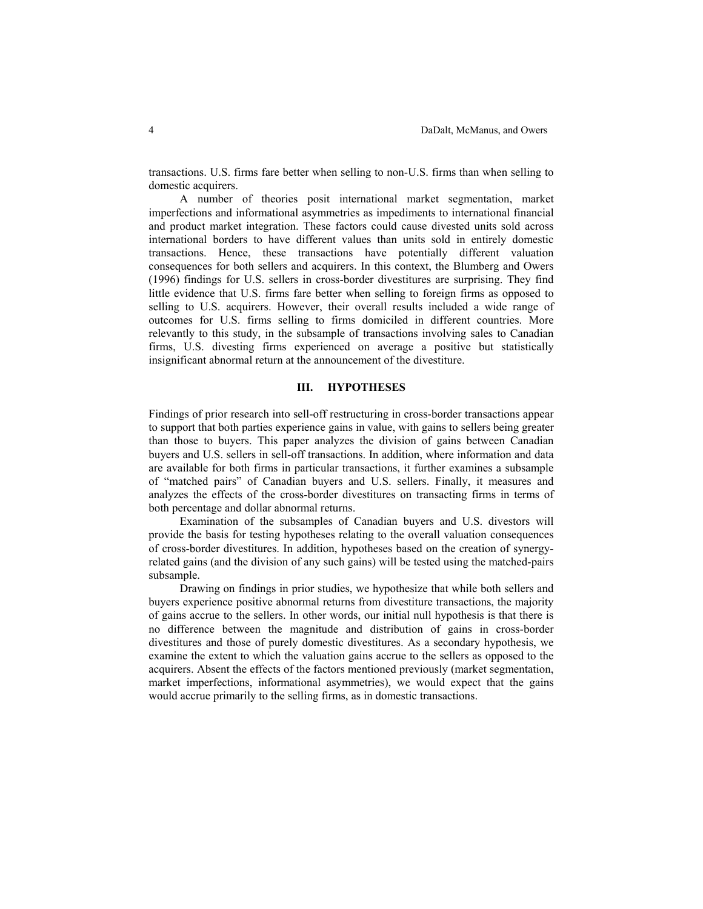transactions. U.S. firms fare better when selling to non-U.S. firms than when selling to domestic acquirers.

A number of theories posit international market segmentation, market imperfections and informational asymmetries as impediments to international financial and product market integration. These factors could cause divested units sold across international borders to have different values than units sold in entirely domestic transactions. Hence, these transactions have potentially different valuation consequences for both sellers and acquirers. In this context, the Blumberg and Owers (1996) findings for U.S. sellers in cross-border divestitures are surprising. They find little evidence that U.S. firms fare better when selling to foreign firms as opposed to selling to U.S. acquirers. However, their overall results included a wide range of outcomes for U.S. firms selling to firms domiciled in different countries. More relevantly to this study, in the subsample of transactions involving sales to Canadian firms, U.S. divesting firms experienced on average a positive but statistically insignificant abnormal return at the announcement of the divestiture.

## III. HYPOTHESES

Findings of prior research into sell-off restructuring in cross-border transactions appear to support that both parties experience gains in value, with gains to sellers being greater than those to buyers. This paper analyzes the division of gains between Canadian buyers and U.S. sellers in sell-off transactions. In addition, where information and data are available for both firms in particular transactions, it further examines a subsample of "matched pairs" of Canadian buyers and U.S. sellers. Finally, it measures and analyzes the effects of the cross-border divestitures on transacting firms in terms of both percentage and dollar abnormal returns.

Examination of the subsamples of Canadian buyers and U.S. divestors will provide the basis for testing hypotheses relating to the overall valuation consequences of cross-border divestitures. In addition, hypotheses based on the creation of synergy-related gains (and the division of any such gains) will be tested using the matched-pairs subsample.

Drawing on findings in prior studies, we hypothesize that while both sellers and buyers experience positive abnormal returns from divestiture transactions, the majority of gains accrue to the sellers. In other words, our initial null hypothesis is that there is no difference between the magnitude and distribution of gains in cross-border divestitures and those of purely domestic divestitures. As a secondary hypothesis, we examine the extent to which the valuation gains accrue to the sellers as opposed to the acquirers. Absent the effects of the factors mentioned previously (market segmentation, market imperfections, informational asymmetries), we would expect that the gains would accrue primarily to the selling firms, as in domestic transactions.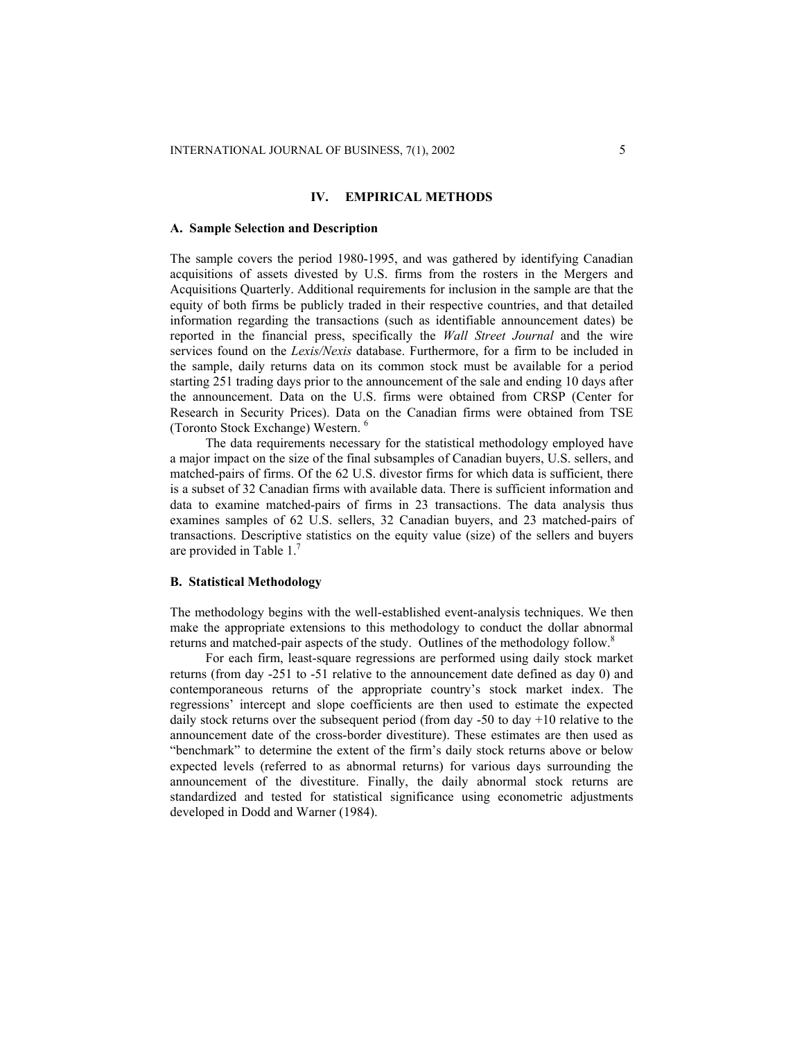## IV. EMPIRICAL METHODS

### A. Sample Selection and Description

The sample covers the period 1980-1995, and was gathered by identifying Canadian acquisitions of assets divested by U.S. firms from the rosters in the Mergers and Acquisitions Quarterly. Additional requirements for inclusion in the sample are that the equity of both firms be publicly traded in their respective countries, and that detailed information regarding the transactions (such as identifiable announcement dates) be reported in the financial press, specifically the *Wall Street Journal* and the wire services found on the *Lexis/Nexis* database. Furthermore, for a firm to be included in the sample, daily returns data on its common stock must be available for a period starting 251 trading days prior to the announcement of the sale and ending 10 days after the announcement. Data on the U.S. firms were obtained from CRSP (Center for Research in Security Prices). Data on the Canadian firms were obtained from TSE (Toronto Stock Exchange) Western. [6]

The data requirements necessary for the statistical methodology employed have a major impact on the size of the final subsamples of Canadian buyers, U.S. sellers, and matched-pairs of firms. Of the 62 U.S. divestor firms for which data is sufficient, there is a subset of 32 Canadian firms with available data. There is sufficient information and data to examine matched-pairs of firms in 23 transactions. The data analysis thus examines samples of 62 U.S. sellers, 32 Canadian buyers, and 23 matched-pairs of transactions. Descriptive statistics on the equity value (size) of the sellers and buyers are provided in Table 1.[7]

### B. Statistical Methodology

The methodology begins with the well-established event-analysis techniques. We then make the appropriate extensions to this methodology to conduct the dollar abnormal returns and matched-pair aspects of the study. Outlines of the methodology follow.[8]

For each firm, least-square regressions are performed using daily stock market returns (from day -251 to -51 relative to the announcement date defined as day 0) and contemporaneous returns of the appropriate country's stock market index. The regressions' intercept and slope coefficients are then used to estimate the expected daily stock returns over the subsequent period (from day -50 to day +10 relative to the announcement date of the cross-border divestiture). These estimates are then used as "benchmark" to determine the extent of the firm's daily stock returns above or below expected levels (referred to as abnormal returns) for various days surrounding the announcement of the divestiture. Finally, the daily abnormal stock returns are standardized and tested for statistical significance using econometric adjustments developed in Dodd and Warner (1984).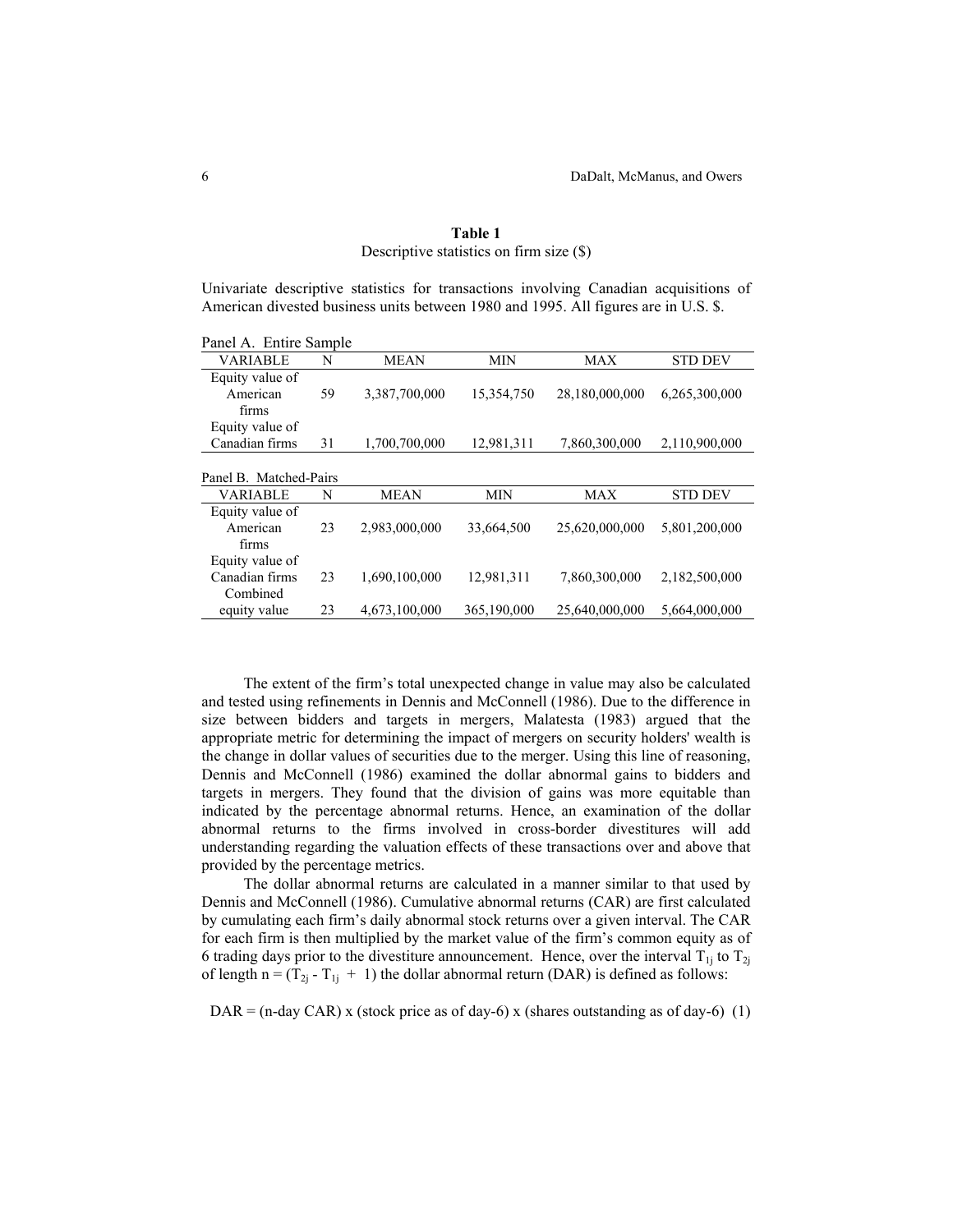**Table 1**
Descriptive statistics on firm size ($)

Univariate descriptive statistics for transactions involving Canadian acquisitions of American divested business units between 1980 and 1995. All figures are in U.S. $.

Panel A. Entire Sample

| VARIABLE | N | MEAN | MIN | MAX | STD DEV |
|---|---|---|---|---|---|
| Equity value of American firms | 59 | 3,387,700,000 | 15,354,750 | 28,180,000,000 | 6,265,300,000 |
| Equity value of Canadian firms | 31 | 1,700,700,000 | 12,981,311 | 7,860,300,000 | 2,110,900,000 |

Panel B. Matched-Pairs

| VARIABLE | N | MEAN | MIN | MAX | STD DEV |
|---|---|---|---|---|---|
| Equity value of American firms | 23 | 2,983,000,000 | 33,664,500 | 25,620,000,000 | 5,801,200,000 |
| Equity value of Canadian firms | 23 | 1,690,100,000 | 12,981,311 | 7,860,300,000 | 2,182,500,000 |
| Combined equity value | 23 | 4,673,100,000 | 365,190,000 | 25,640,000,000 | 5,664,000,000 |

The extent of the firm's total unexpected change in value may also be calculated and tested using refinements in Dennis and McConnell (1986). Due to the difference in size between bidders and targets in mergers, Malatesta (1983) argued that the appropriate metric for determining the impact of mergers on security holders' wealth is the change in dollar values of securities due to the merger. Using this line of reasoning, Dennis and McConnell (1986) examined the dollar abnormal gains to bidders and targets in mergers. They found that the division of gains was more equitable than indicated by the percentage abnormal returns. Hence, an examination of the dollar abnormal returns to the firms involved in cross-border divestitures will add understanding regarding the valuation effects of these transactions over and above that provided by the percentage metrics.

The dollar abnormal returns are calculated in a manner similar to that used by Dennis and McConnell (1986). Cumulative abnormal returns (CAR) are first calculated by cumulating each firm's daily abnormal stock returns over a given interval. The CAR for each firm is then multiplied by the market value of the firm's common equity as of 6 trading days prior to the divestiture announcement. Hence, over the interval $T_{1j}$ to $T_{2j}$ of length $n = (T_{2j} - T_{1j} + 1)$ the dollar abnormal return (DAR) is defined as follows:

$$\text{DAR} = (\text{n-day CAR}) \times (\text{stock price as of day-6}) \times (\text{shares outstanding as of day-6}) \quad (1)$$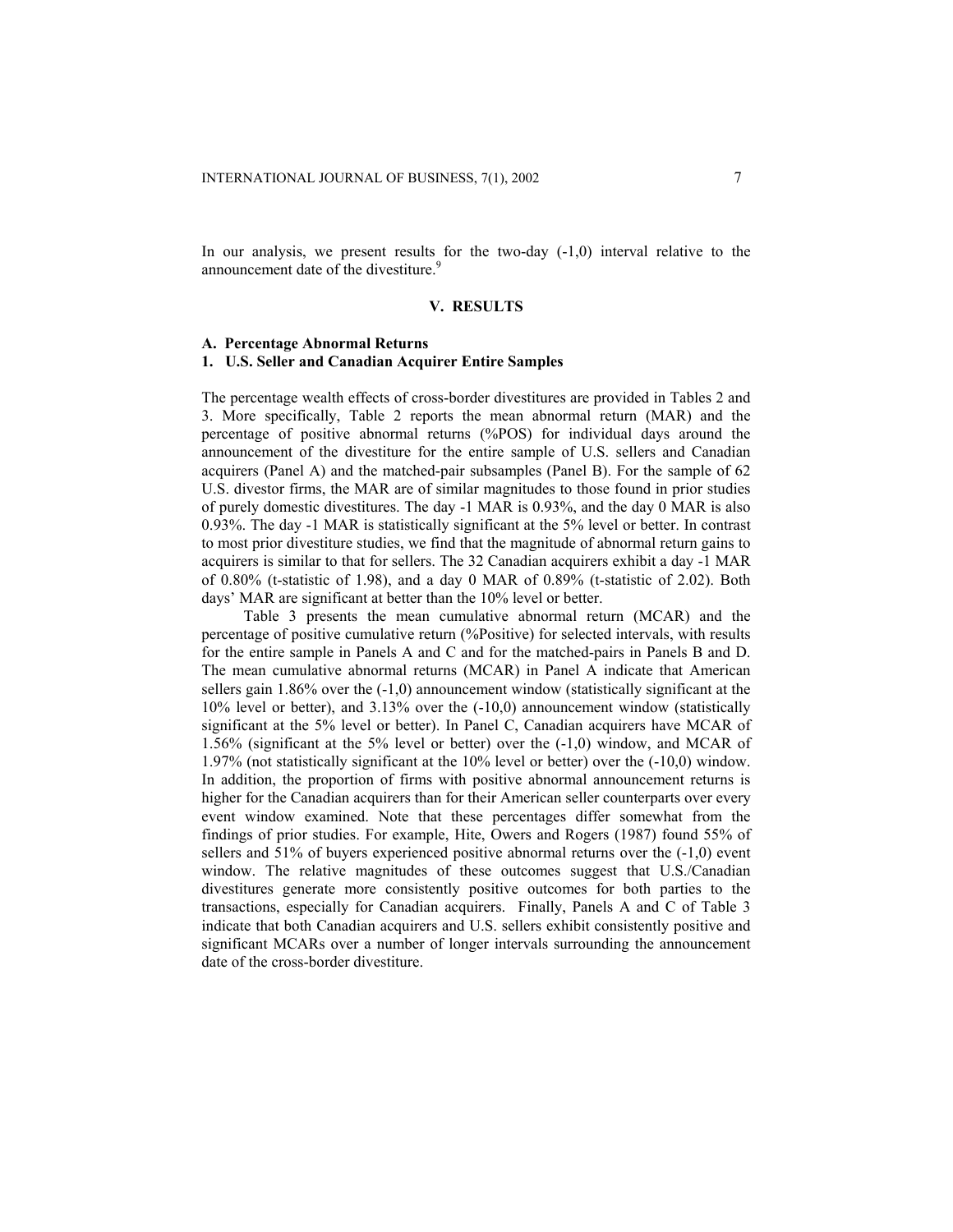In our analysis, we present results for the two-day (-1,0) interval relative to the announcement date of the divestiture.[9]

## V. RESULTS

### A. Percentage Abnormal Returns

#### 1. U.S. Seller and Canadian Acquirer Entire Samples

The percentage wealth effects of cross-border divestitures are provided in Tables 2 and 3. More specifically, Table 2 reports the mean abnormal return (MAR) and the percentage of positive abnormal returns (%POS) for individual days around the announcement of the divestiture for the entire sample of U.S. sellers and Canadian acquirers (Panel A) and the matched-pair subsamples (Panel B). For the sample of 62 U.S. divestor firms, the MAR are of similar magnitudes to those found in prior studies of purely domestic divestitures. The day -1 MAR is 0.93%, and the day 0 MAR is also 0.93%. The day -1 MAR is statistically significant at the 5% level or better. In contrast to most prior divestiture studies, we find that the magnitude of abnormal return gains to acquirers is similar to that for sellers. The 32 Canadian acquirers exhibit a day -1 MAR of 0.80% (t-statistic of 1.98), and a day 0 MAR of 0.89% (t-statistic of 2.02). Both days' MAR are significant at better than the 10% level or better.

Table 3 presents the mean cumulative abnormal return (MCAR) and the percentage of positive cumulative return (%Positive) for selected intervals, with results for the entire sample in Panels A and C and for the matched-pairs in Panels B and D. The mean cumulative abnormal returns (MCAR) in Panel A indicate that American sellers gain 1.86% over the (-1,0) announcement window (statistically significant at the 10% level or better), and 3.13% over the (-10,0) announcement window (statistically significant at the 5% level or better). In Panel C, Canadian acquirers have MCAR of 1.56% (significant at the 5% level or better) over the (-1,0) window, and MCAR of 1.97% (not statistically significant at the 10% level or better) over the (-10,0) window. In addition, the proportion of firms with positive abnormal announcement returns is higher for the Canadian acquirers than for their American seller counterparts over every event window examined. Note that these percentages differ somewhat from the findings of prior studies. For example, Hite, Owers and Rogers (1987) found 55% of sellers and 51% of buyers experienced positive abnormal returns over the (-1,0) event window. The relative magnitudes of these outcomes suggest that U.S./Canadian divestitures generate more consistently positive outcomes for both parties to the transactions, especially for Canadian acquirers. Finally, Panels A and C of Table 3 indicate that both Canadian acquirers and U.S. sellers exhibit consistently positive and significant MCARs over a number of longer intervals surrounding the announcement date of the cross-border divestiture.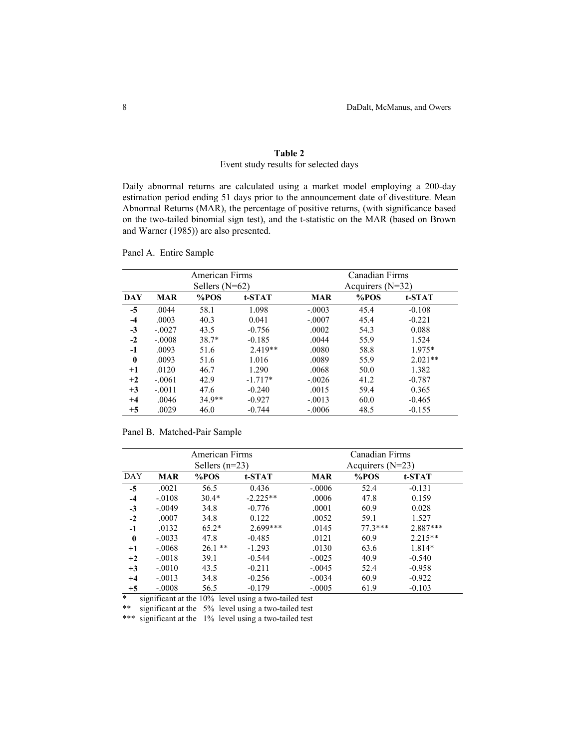**Table 2**

Event study results for selected days

Daily abnormal returns are calculated using a market model employing a 200-day estimation period ending 51 days prior to the announcement date of divestiture. Mean Abnormal Returns (MAR), the percentage of positive returns, (with significance based on the two-tailed binomial sign test), and the t-statistic on the MAR (based on Brown and Warner (1985)) are also presented.

Panel A. Entire Sample

| | American Firms Sellers (N=62) | | | Canadian Firms Acquirers (N=32) | | |
|---|---|---|---|---|---|---|
| **DAY** | **MAR** | **%POS** | **t-STAT** | **MAR** | **%POS** | **t-STAT** |
| **-5** | .0044 | 58.1 | 1.098 | -.0003 | 45.4 | -0.108 |
| **-4** | .0003 | 40.3 | 0.041 | -.0007 | 45.4 | -0.221 |
| **-3** | -.0027 | 43.5 | -0.756 | .0002 | 54.3 | 0.088 |
| **-2** | -.0008 | 38.7* | -0.185 | .0044 | 55.9 | 1.524 |
| **-1** | .0093 | 51.6 | 2.419** | .0080 | 58.8 | 1.975* |
| **0** | .0093 | 51.6 | 1.016 | .0089 | 55.9 | 2.021** |
| **+1** | .0120 | 46.7 | 1.290 | .0068 | 50.0 | 1.382 |
| **+2** | -.0061 | 42.9 | -1.717* | -.0026 | 41.2 | -0.787 |
| **+3** | -.0011 | 47.6 | -0.240 | .0015 | 59.4 | 0.365 |
| **+4** | .0046 | 34.9** | -0.927 | -.0013 | 60.0 | -0.465 |
| **+5** | .0029 | 46.0 | -0.744 | -.0006 | 48.5 | -0.155 |

Panel B. Matched-Pair Sample

| | American Firms Sellers (n=23) | | | Canadian Firms Acquirers (N=23) | | |
|---|---|---|---|---|---|---|
| DAY | **MAR** | **%POS** | **t-STAT** | **MAR** | **%POS** | **t-STAT** |
| **-5** | .0021 | 56.5 | 0.436 | -.0006 | 52.4 | -0.131 |
| **-4** | -.0108 | 30.4* | -2.225** | .0006 | 47.8 | 0.159 |
| **-3** | -.0049 | 34.8 | -0.776 | .0001 | 60.9 | 0.028 |
| **-2** | .0007 | 34.8 | 0.122 | .0052 | 59.1 | 1.527 |
| **-1** | .0132 | 65.2* | 2.699*** | .0145 | 77.3*** | 2.887*** |
| **0** | -.0033 | 47.8 | -0.485 | .0121 | 60.9 | 2.215** |
| **+1** | -.0068 | 26.1 ** | -1.293 | .0130 | 63.6 | 1.814* |
| **+2** | -.0018 | 39.1 | -0.544 | -.0025 | 40.9 | -0.540 |
| **+3** | -.0010 | 43.5 | -0.211 | -.0045 | 52.4 | -0.958 |
| **+4** | -.0013 | 34.8 | -0.256 | -.0034 | 60.9 | -0.922 |
| **+5** | -.0008 | 56.5 | -0.179 | -.0005 | 61.9 | -0.103 |

\* significant at the 10% level using a two-tailed test

\*\* significant at the 5% level using a two-tailed test

\*\*\* significant at the 1% level using a two-tailed test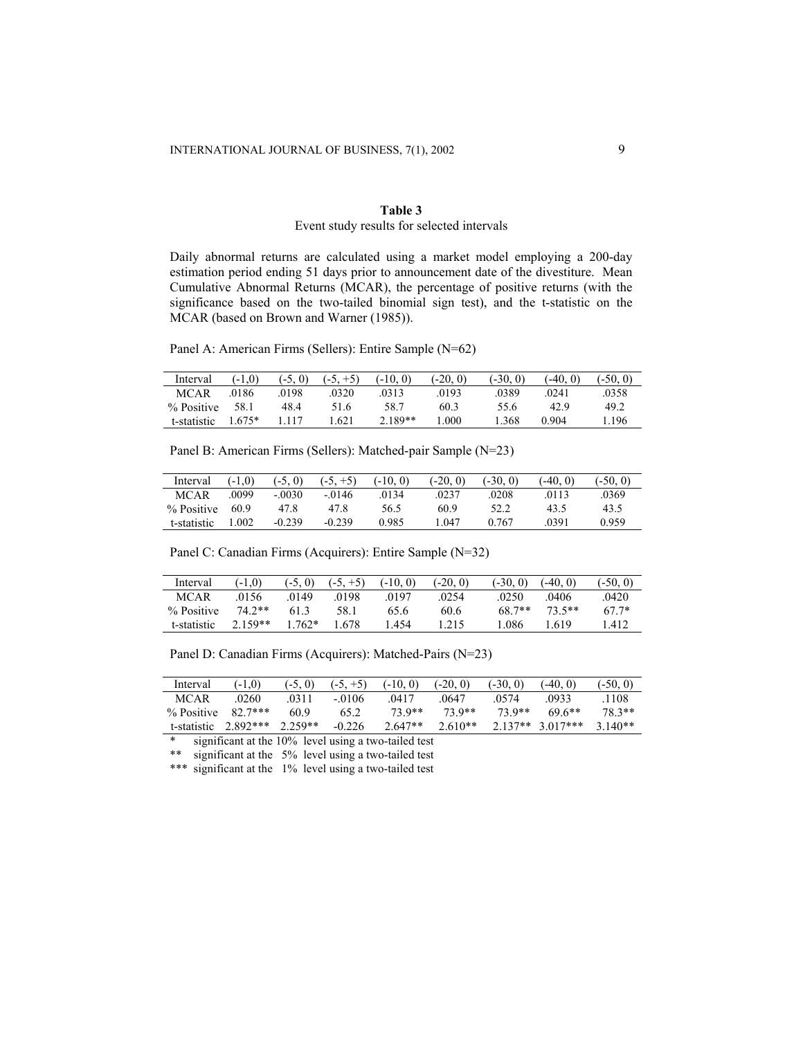## Table 3

Event study results for selected intervals

Daily abnormal returns are calculated using a market model employing a 200-day estimation period ending 51 days prior to announcement date of the divestiture. Mean Cumulative Abnormal Returns (MCAR), the percentage of positive returns (with the significance based on the two-tailed binomial sign test), and the t-statistic on the MCAR (based on Brown and Warner (1985)).

Panel A: American Firms (Sellers): Entire Sample (N=62)

| Interval | (-1,0) | (-5, 0) | (-5, +5) | (-10, 0) | (-20, 0) | (-30, 0) | (-40, 0) | (-50, 0) |
|---|---|---|---|---|---|---|---|---|
| MCAR | .0186 | .0198 | .0320 | .0313 | .0193 | .0389 | .0241 | .0358 |
| % Positive | 58.1 | 48.4 | 51.6 | 58.7 | 60.3 | 55.6 | 42.9 | 49.2 |
| t-statistic | 1.675* | 1.117 | 1.621 | 2.189** | 1.000 | 1.368 | 0.904 | 1.196 |

Panel B: American Firms (Sellers): Matched-pair Sample (N=23)

| Interval | (-1,0) | (-5, 0) | (-5, +5) | (-10, 0) | (-20, 0) | (-30, 0) | (-40, 0) | (-50, 0) |
|---|---|---|---|---|---|---|---|---|
| MCAR | .0099 | -.0030 | -.0146 | .0134 | .0237 | .0208 | .0113 | .0369 |
| % Positive | 60.9 | 47.8 | 47.8 | 56.5 | 60.9 | 52.2 | 43.5 | 43.5 |
| t-statistic | 1.002 | -0.239 | -0.239 | 0.985 | 1.047 | 0.767 | .0391 | 0.959 |

Panel C: Canadian Firms (Acquirers): Entire Sample (N=32)

| Interval | (-1,0) | (-5, 0) | (-5, +5) | (-10, 0) | (-20, 0) | (-30, 0) | (-40, 0) | (-50, 0) |
|---|---|---|---|---|---|---|---|---|
| MCAR | .0156 | .0149 | .0198 | .0197 | .0254 | .0250 | .0406 | .0420 |
| % Positive | 74.2** | 61.3 | 58.1 | 65.6 | 60.6 | 68.7** | 73.5** | 67.7* |
| t-statistic | 2.159** | 1.762* | 1.678 | 1.454 | 1.215 | 1.086 | 1.619 | 1.412 |

Panel D: Canadian Firms (Acquirers): Matched-Pairs (N=23)

| Interval | (-1,0) | (-5, 0) | (-5, +5) | (-10, 0) | (-20, 0) | (-30, 0) | (-40, 0) | (-50, 0) |
|---|---|---|---|---|---|---|---|---|
| MCAR | .0260 | .0311 | -.0106 | .0417 | .0647 | .0574 | .0933 | .1108 |
| % Positive | 82.7*** | 60.9 | 65.2 | 73.9** | 73.9** | 73.9** | 69.6** | 78.3** |
| t-statistic | 2.892*** | 2.259** | -0.226 | 2.647** | 2.610** | 2.137** | 3.017*** | 3.140** |

\* significant at the 10% level using a two-tailed test
\*\* significant at the 5% level using a two-tailed test
\*\*\* significant at the 1% level using a two-tailed test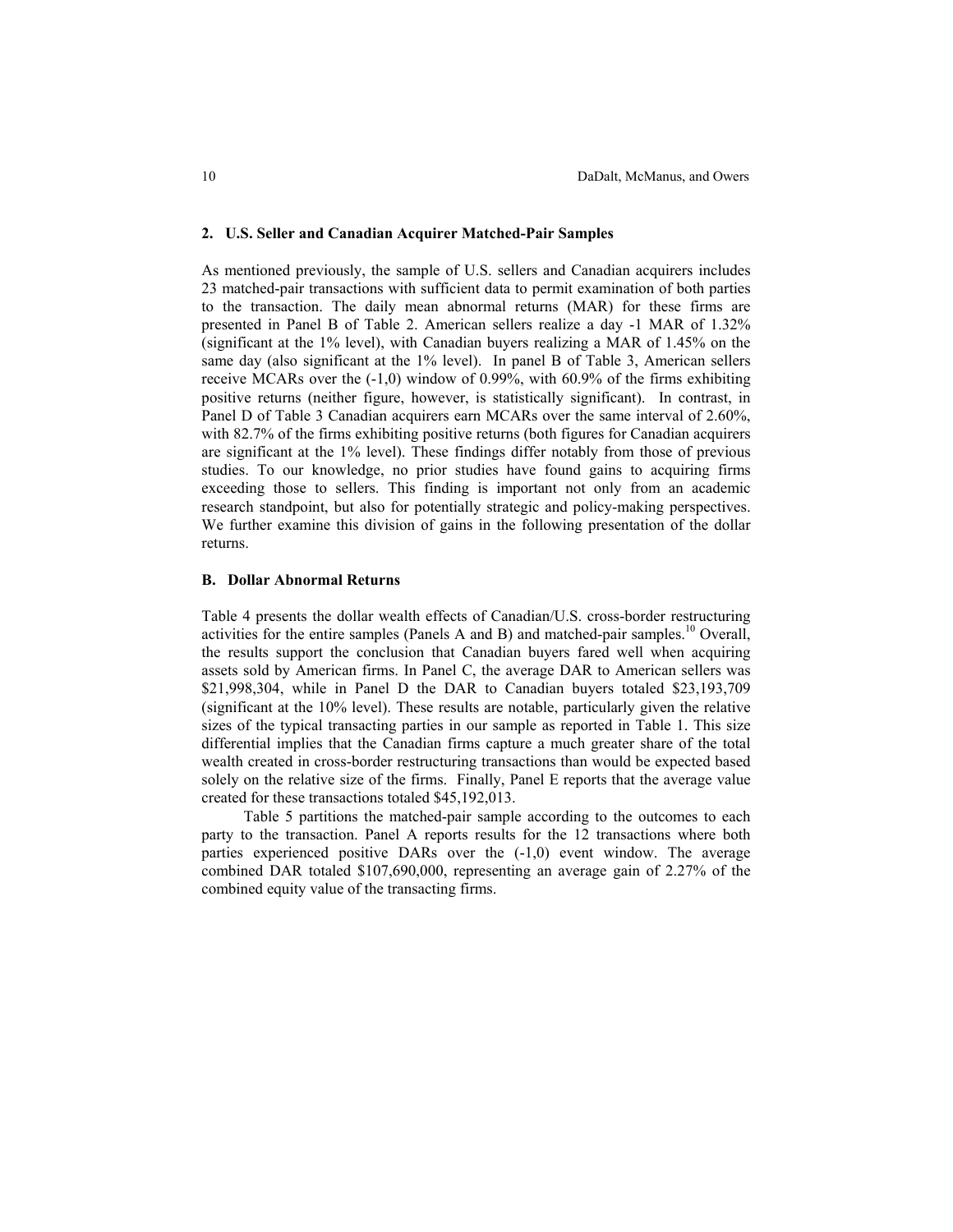### 2. U.S. Seller and Canadian Acquirer Matched-Pair Samples

As mentioned previously, the sample of U.S. sellers and Canadian acquirers includes 23 matched-pair transactions with sufficient data to permit examination of both parties to the transaction. The daily mean abnormal returns (MAR) for these firms are presented in Panel B of Table 2. American sellers realize a day -1 MAR of 1.32% (significant at the 1% level), with Canadian buyers realizing a MAR of 1.45% on the same day (also significant at the 1% level). In panel B of Table 3, American sellers receive MCARs over the (-1,0) window of 0.99%, with 60.9% of the firms exhibiting positive returns (neither figure, however, is statistically significant). In contrast, in Panel D of Table 3 Canadian acquirers earn MCARs over the same interval of 2.60%, with 82.7% of the firms exhibiting positive returns (both figures for Canadian acquirers are significant at the 1% level). These findings differ notably from those of previous studies. To our knowledge, no prior studies have found gains to acquiring firms exceeding those to sellers. This finding is important not only from an academic research standpoint, but also for potentially strategic and policy-making perspectives. We further examine this division of gains in the following presentation of the dollar returns.

## B. Dollar Abnormal Returns

Table 4 presents the dollar wealth effects of Canadian/U.S. cross-border restructuring activities for the entire samples (Panels A and B) and matched-pair samples.[10] Overall, the results support the conclusion that Canadian buyers fared well when acquiring assets sold by American firms. In Panel C, the average DAR to American sellers was \$21,998,304, while in Panel D the DAR to Canadian buyers totaled \$23,193,709 (significant at the 10% level). These results are notable, particularly given the relative sizes of the typical transacting parties in our sample as reported in Table 1. This size differential implies that the Canadian firms capture a much greater share of the total wealth created in cross-border restructuring transactions than would be expected based solely on the relative size of the firms. Finally, Panel E reports that the average value created for these transactions totaled \$45,192,013.

Table 5 partitions the matched-pair sample according to the outcomes to each party to the transaction. Panel A reports results for the 12 transactions where both parties experienced positive DARs over the (-1,0) event window. The average combined DAR totaled \$107,690,000, representing an average gain of 2.27% of the combined equity value of the transacting firms.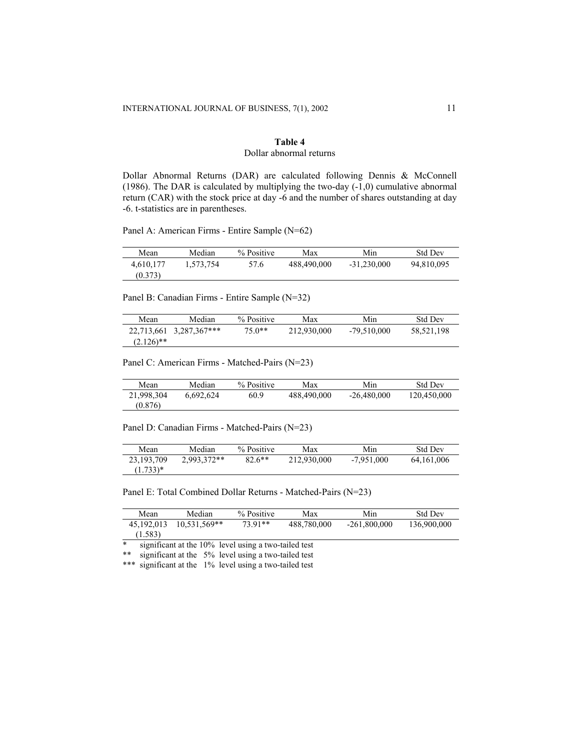**Table 4**

Dollar abnormal returns

Dollar Abnormal Returns (DAR) are calculated following Dennis & McConnell (1986). The DAR is calculated by multiplying the two-day (-1,0) cumulative abnormal return (CAR) with the stock price at day -6 and the number of shares outstanding at day -6. t-statistics are in parentheses.

Panel A: American Firms - Entire Sample (N=62)

| Mean | Median | % Positive | Max | Min | Std Dev |
|---|---|---|---|---|---|
| 4,610,177 | 1,573,754 | 57.6 | 488,490,000 | -31,230,000 | 94,810,095 |
| (0.373) | | | | | |

Panel B: Canadian Firms - Entire Sample (N=32)

| Mean | Median | % Positive | Max | Min | Std Dev |
|---|---|---|---|---|---|
| 22,713,661 | 3,287,367*** | 75.0** | 212,930,000 | -79,510,000 | 58,521,198 |
| (2.126)** | | | | | |

Panel C: American Firms - Matched-Pairs (N=23)

| Mean | Median | % Positive | Max | Min | Std Dev |
|---|---|---|---|---|---|
| 21,998,304 | 6,692,624 | 60.9 | 488,490,000 | -26,480,000 | 120,450,000 |
| (0.876) | | | | | |

Panel D: Canadian Firms - Matched-Pairs (N=23)

| Mean | Median | % Positive | Max | Min | Std Dev |
|---|---|---|---|---|---|
| 23,193,709 | 2,993,372** | 82.6** | 212,930,000 | -7,951,000 | 64,161,006 |
| (1.733)* | | | | | |

Panel E: Total Combined Dollar Returns - Matched-Pairs (N=23)

| Mean | Median | % Positive | Max | Min | Std Dev |
|---|---|---|---|---|---|
| 45,192,013 | 10,531,569** | 73.91** | 488,780,000 | -261,800,000 | 136,900,000 |
| (1.583) | | | | | |

\* significant at the 10% level using a two-tailed test

\** significant at the 5% level using a two-tailed test

\*** significant at the 1% level using a two-tailed test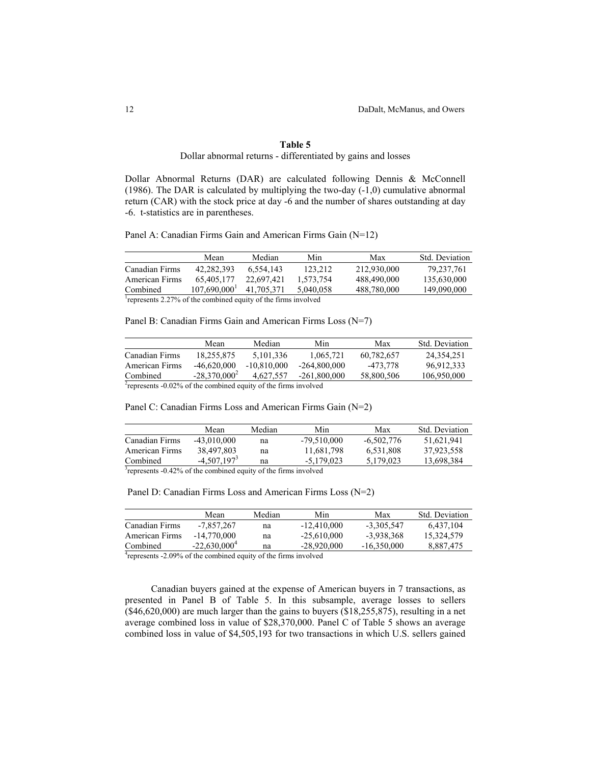**Table 5**

Dollar abnormal returns - differentiated by gains and losses

Dollar Abnormal Returns (DAR) are calculated following Dennis & McConnell (1986). The DAR is calculated by multiplying the two-day (-1,0) cumulative abnormal return (CAR) with the stock price at day -6 and the number of shares outstanding at day -6. t-statistics are in parentheses.

Panel A: Canadian Firms Gain and American Firms Gain (N=12)

| | Mean | Median | Min | Max | Std. Deviation |
|---|---|---|---|---|---|
| Canadian Firms | 42,282,393 | 6,554,143 | 123,212 | 212,930,000 | 79,237,761 |
| American Firms | 65,405,177 | 22,697,421 | 1,573,754 | 488,490,000 | 135,630,000 |
| Combined | 107,690,000[1] | 41,705,371 | 5,040,058 | 488,780,000 | 149,090,000 |

[1]represents 2.27% of the combined equity of the firms involved

Panel B: Canadian Firms Gain and American Firms Loss (N=7)

| | Mean | Median | Min | Max | Std. Deviation |
|---|---|---|---|---|---|
| Canadian Firms | 18,255,875 | 5,101,336 | 1,065,721 | 60,782,657 | 24,354,251 |
| American Firms | -46,620,000 | -10,810,000 | -264,800,000 | -473,778 | 96,912,333 |
| Combined | -28,370,000[2] | 4,627,557 | -261,800,000 | 58,800,506 | 106,950,000 |

[2]represents -0.02% of the combined equity of the firms involved

Panel C: Canadian Firms Loss and American Firms Gain (N=2)

| | Mean | Median | Min | Max | Std. Deviation |
|---|---|---|---|---|---|
| Canadian Firms | -43,010,000 | na | -79,510,000 | -6,502,776 | 51,621,941 |
| American Firms | 38,497,803 | na | 11,681,798 | 6,531,808 | 37,923,558 |
| Combined | -4,507,197[3] | na | -5,179,023 | 5,179,023 | 13,698,384 |

[3]represents -0.42% of the combined equity of the firms involved

Panel D: Canadian Firms Loss and American Firms Loss (N=2)

| | Mean | Median | Min | Max | Std. Deviation |
|---|---|---|---|---|---|
| Canadian Firms | -7,857,267 | na | -12,410,000 | -3,305,547 | 6,437,104 |
| American Firms | -14,770,000 | na | -25,610,000 | -3,938,368 | 15,324,579 |
| Combined | -22,630,000[4] | na | -28,920,000 | -16,350,000 | 8,887,475 |

[4]represents -2.09% of the combined equity of the firms involved

Canadian buyers gained at the expense of American buyers in 7 transactions, as presented in Panel B of Table 5. In this subsample, average losses to sellers ($46,620,000) are much larger than the gains to buyers ($18,255,875), resulting in a net average combined loss in value of $28,370,000. Panel C of Table 5 shows an average combined loss in value of $4,505,193 for two transactions in which U.S. sellers gained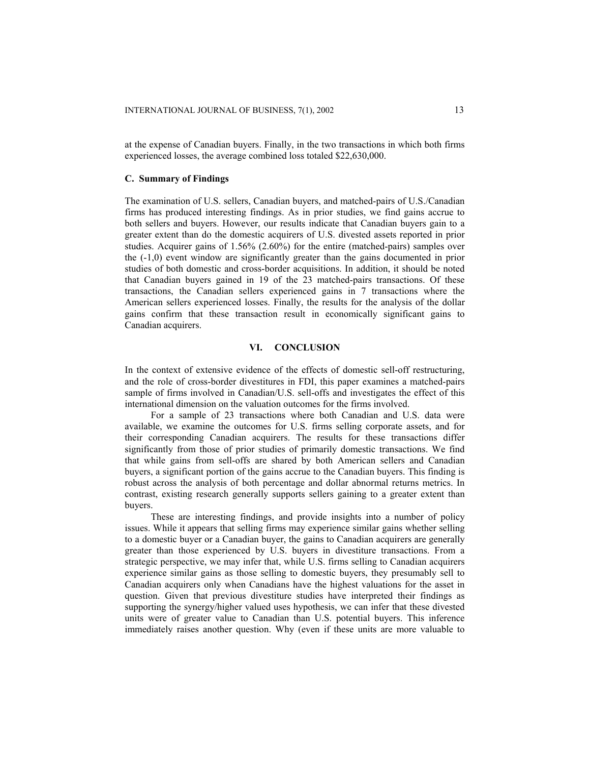at the expense of Canadian buyers. Finally, in the two transactions in which both firms experienced losses, the average combined loss totaled $22,630,000.

### C. Summary of Findings

The examination of U.S. sellers, Canadian buyers, and matched-pairs of U.S./Canadian firms has produced interesting findings. As in prior studies, we find gains accrue to both sellers and buyers. However, our results indicate that Canadian buyers gain to a greater extent than do the domestic acquirers of U.S. divested assets reported in prior studies. Acquirer gains of 1.56% (2.60%) for the entire (matched-pairs) samples over the (-1,0) event window are significantly greater than the gains documented in prior studies of both domestic and cross-border acquisitions. In addition, it should be noted that Canadian buyers gained in 19 of the 23 matched-pairs transactions. Of these transactions, the Canadian sellers experienced gains in 7 transactions where the American sellers experienced losses. Finally, the results for the analysis of the dollar gains confirm that these transaction result in economically significant gains to Canadian acquirers.

## VI. CONCLUSION

In the context of extensive evidence of the effects of domestic sell-off restructuring, and the role of cross-border divestitures in FDI, this paper examines a matched-pairs sample of firms involved in Canadian/U.S. sell-offs and investigates the effect of this international dimension on the valuation outcomes for the firms involved.

For a sample of 23 transactions where both Canadian and U.S. data were available, we examine the outcomes for U.S. firms selling corporate assets, and for their corresponding Canadian acquirers. The results for these transactions differ significantly from those of prior studies of primarily domestic transactions. We find that while gains from sell-offs are shared by both American sellers and Canadian buyers, a significant portion of the gains accrue to the Canadian buyers. This finding is robust across the analysis of both percentage and dollar abnormal returns metrics. In contrast, existing research generally supports sellers gaining to a greater extent than buyers.

These are interesting findings, and provide insights into a number of policy issues. While it appears that selling firms may experience similar gains whether selling to a domestic buyer or a Canadian buyer, the gains to Canadian acquirers are generally greater than those experienced by U.S. buyers in divestiture transactions. From a strategic perspective, we may infer that, while U.S. firms selling to Canadian acquirers experience similar gains as those selling to domestic buyers, they presumably sell to Canadian acquirers only when Canadians have the highest valuations for the asset in question. Given that previous divestiture studies have interpreted their findings as supporting the synergy/higher valued uses hypothesis, we can infer that these divested units were of greater value to Canadian than U.S. potential buyers. This inference immediately raises another question. Why (even if these units are more valuable to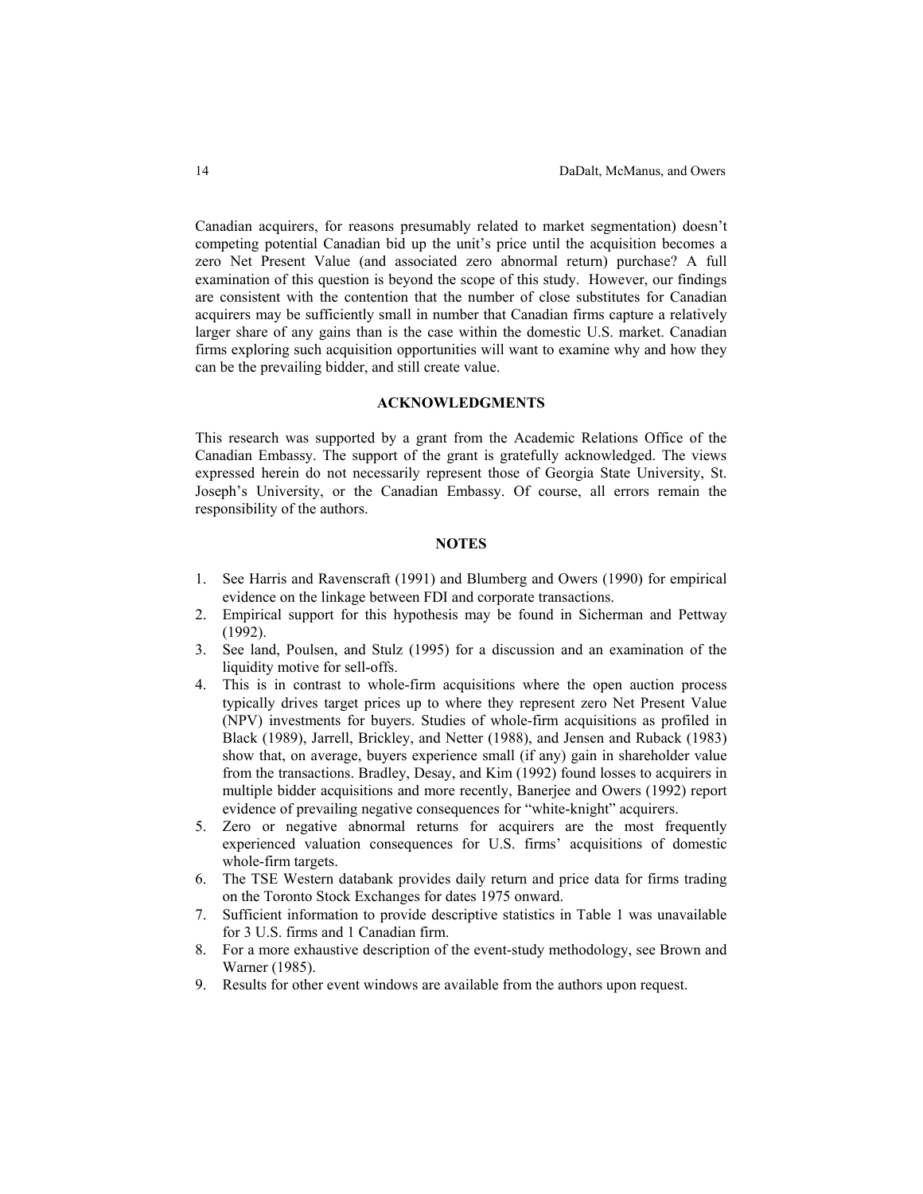Canadian acquirers, for reasons presumably related to market segmentation) doesn't competing potential Canadian bid up the unit's price until the acquisition becomes a zero Net Present Value (and associated zero abnormal return) purchase? A full examination of this question is beyond the scope of this study. However, our findings are consistent with the contention that the number of close substitutes for Canadian acquirers may be sufficiently small in number that Canadian firms capture a relatively larger share of any gains than is the case within the domestic U.S. market. Canadian firms exploring such acquisition opportunities will want to examine why and how they can be the prevailing bidder, and still create value.

## ACKNOWLEDGMENTS

This research was supported by a grant from the Academic Relations Office of the Canadian Embassy. The support of the grant is gratefully acknowledged. The views expressed herein do not necessarily represent those of Georgia State University, St. Joseph's University, or the Canadian Embassy. Of course, all errors remain the responsibility of the authors.

## NOTES

1. See Harris and Ravenscraft (1991) and Blumberg and Owers (1990) for empirical evidence on the linkage between FDI and corporate transactions.
2. Empirical support for this hypothesis may be found in Sicherman and Pettway (1992).
3. See land, Poulsen, and Stulz (1995) for a discussion and an examination of the liquidity motive for sell-offs.
4. This is in contrast to whole-firm acquisitions where the open auction process typically drives target prices up to where they represent zero Net Present Value (NPV) investments for buyers. Studies of whole-firm acquisitions as profiled in Black (1989), Jarrell, Brickley, and Netter (1988), and Jensen and Ruback (1983) show that, on average, buyers experience small (if any) gain in shareholder value from the transactions. Bradley, Desay, and Kim (1992) found losses to acquirers in multiple bidder acquisitions and more recently, Banerjee and Owers (1992) report evidence of prevailing negative consequences for "white-knight" acquirers.
5. Zero or negative abnormal returns for acquirers are the most frequently experienced valuation consequences for U.S. firms' acquisitions of domestic whole-firm targets.
6. The TSE Western databank provides daily return and price data for firms trading on the Toronto Stock Exchanges for dates 1975 onward.
7. Sufficient information to provide descriptive statistics in Table 1 was unavailable for 3 U.S. firms and 1 Canadian firm.
8. For a more exhaustive description of the event-study methodology, see Brown and Warner (1985).
9. Results for other event windows are available from the authors upon request.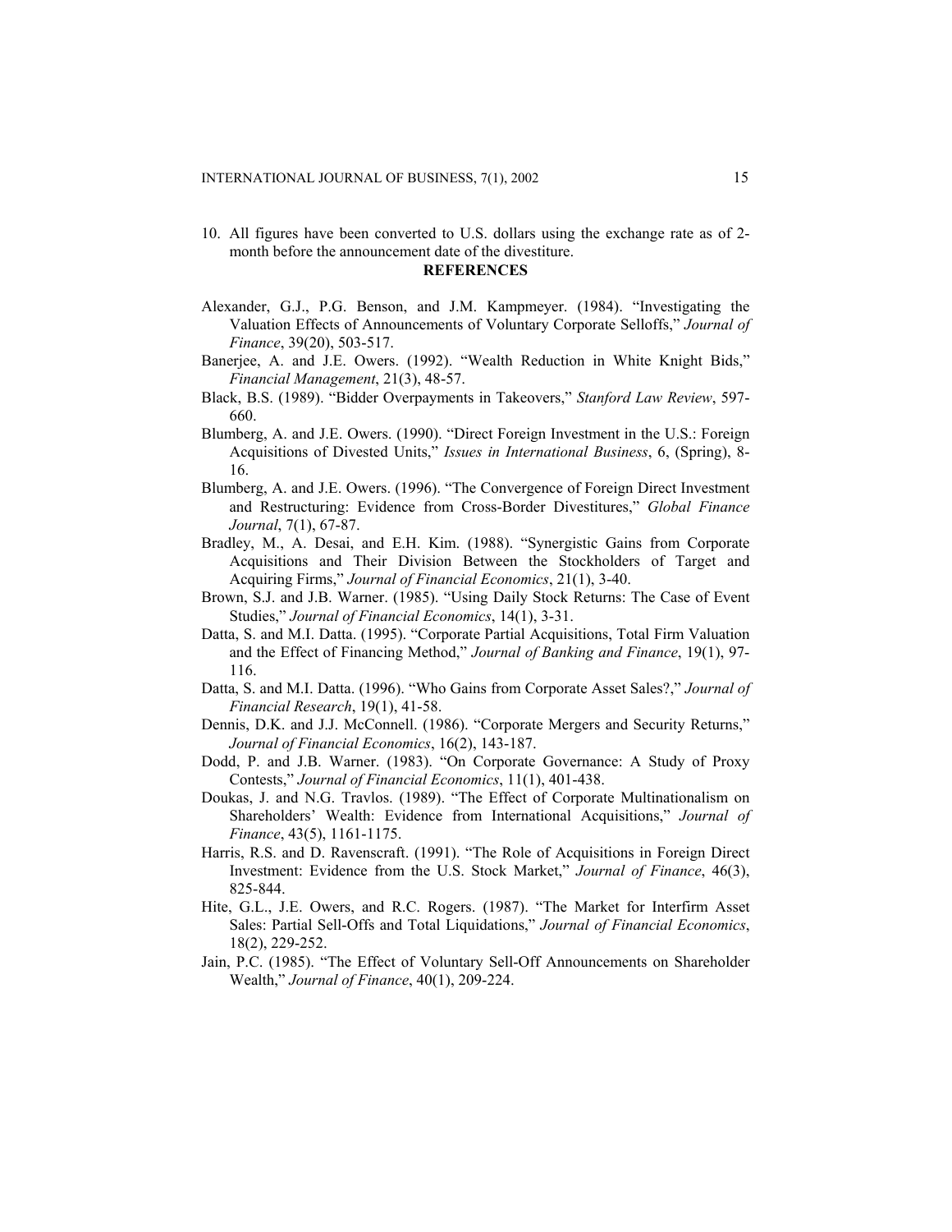10. All figures have been converted to U.S. dollars using the exchange rate as of 2-month before the announcement date of the divestiture.

## REFERENCES

Alexander, G.J., P.G. Benson, and J.M. Kampmeyer. (1984). "Investigating the Valuation Effects of Announcements of Voluntary Corporate Selloffs," *Journal of Finance*, 39(20), 503-517.

Banerjee, A. and J.E. Owers. (1992). "Wealth Reduction in White Knight Bids," *Financial Management*, 21(3), 48-57.

Black, B.S. (1989). "Bidder Overpayments in Takeovers," *Stanford Law Review*, 597-660.

Blumberg, A. and J.E. Owers. (1990). "Direct Foreign Investment in the U.S.: Foreign Acquisitions of Divested Units," *Issues in International Business*, 6, (Spring), 8-16.

Blumberg, A. and J.E. Owers. (1996). "The Convergence of Foreign Direct Investment and Restructuring: Evidence from Cross-Border Divestitures," *Global Finance Journal*, 7(1), 67-87.

Bradley, M., A. Desai, and E.H. Kim. (1988). "Synergistic Gains from Corporate Acquisitions and Their Division Between the Stockholders of Target and Acquiring Firms," *Journal of Financial Economics*, 21(1), 3-40.

Brown, S.J. and J.B. Warner. (1985). "Using Daily Stock Returns: The Case of Event Studies," *Journal of Financial Economics*, 14(1), 3-31.

Datta, S. and M.I. Datta. (1995). "Corporate Partial Acquisitions, Total Firm Valuation and the Effect of Financing Method," *Journal of Banking and Finance*, 19(1), 97-116.

Datta, S. and M.I. Datta. (1996). "Who Gains from Corporate Asset Sales?," *Journal of Financial Research*, 19(1), 41-58.

Dennis, D.K. and J.J. McConnell. (1986). "Corporate Mergers and Security Returns," *Journal of Financial Economics*, 16(2), 143-187.

Dodd, P. and J.B. Warner. (1983). "On Corporate Governance: A Study of Proxy Contests," *Journal of Financial Economics*, 11(1), 401-438.

Doukas, J. and N.G. Travlos. (1989). "The Effect of Corporate Multinationalism on Shareholders' Wealth: Evidence from International Acquisitions," *Journal of Finance*, 43(5), 1161-1175.

Harris, R.S. and D. Ravenscraft. (1991). "The Role of Acquisitions in Foreign Direct Investment: Evidence from the U.S. Stock Market," *Journal of Finance*, 46(3), 825-844.

Hite, G.L., J.E. Owers, and R.C. Rogers. (1987). "The Market for Interfirm Asset Sales: Partial Sell-Offs and Total Liquidations," *Journal of Financial Economics*, 18(2), 229-252.

Jain, P.C. (1985). "The Effect of Voluntary Sell-Off Announcements on Shareholder Wealth," *Journal of Finance*, 40(1), 209-224.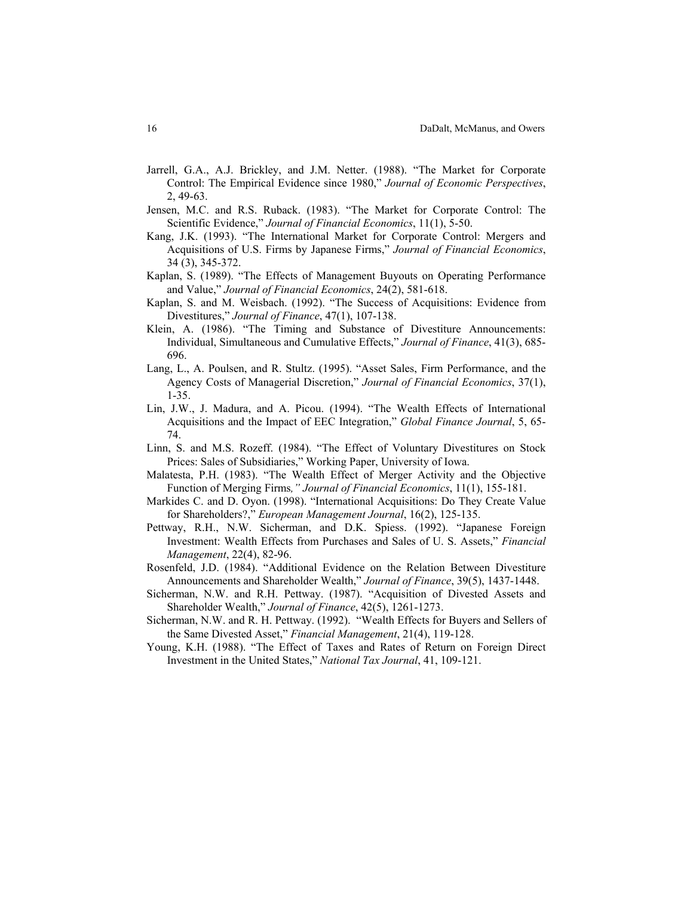Jarrell, G.A., A.J. Brickley, and J.M. Netter. (1988). "The Market for Corporate Control: The Empirical Evidence since 1980," *Journal of Economic Perspectives*, 2, 49-63.

Jensen, M.C. and R.S. Ruback. (1983). "The Market for Corporate Control: The Scientific Evidence," *Journal of Financial Economics*, 11(1), 5-50.

Kang, J.K. (1993). "The International Market for Corporate Control: Mergers and Acquisitions of U.S. Firms by Japanese Firms," *Journal of Financial Economics*, 34 (3), 345-372.

Kaplan, S. (1989). "The Effects of Management Buyouts on Operating Performance and Value," *Journal of Financial Economics*, 24(2), 581-618.

Kaplan, S. and M. Weisbach. (1992). "The Success of Acquisitions: Evidence from Divestitures," *Journal of Finance*, 47(1), 107-138.

Klein, A. (1986). "The Timing and Substance of Divestiture Announcements: Individual, Simultaneous and Cumulative Effects," *Journal of Finance*, 41(3), 685-696.

Lang, L., A. Poulsen, and R. Stultz. (1995). "Asset Sales, Firm Performance, and the Agency Costs of Managerial Discretion," *Journal of Financial Economics*, 37(1), 1-35.

Lin, J.W., J. Madura, and A. Picou. (1994). "The Wealth Effects of International Acquisitions and the Impact of EEC Integration," *Global Finance Journal*, 5, 65-74.

Linn, S. and M.S. Rozeff. (1984). "The Effect of Voluntary Divestitures on Stock Prices: Sales of Subsidiaries," Working Paper, University of Iowa.

Malatesta, P.H. (1983). "The Wealth Effect of Merger Activity and the Objective Function of Merging Firms," *Journal of Financial Economics*, 11(1), 155-181.

Markides C. and D. Oyon. (1998). "International Acquisitions: Do They Create Value for Shareholders?," *European Management Journal*, 16(2), 125-135.

Pettway, R.H., N.W. Sicherman, and D.K. Spiess. (1992). "Japanese Foreign Investment: Wealth Effects from Purchases and Sales of U. S. Assets," *Financial Management*, 22(4), 82-96.

Rosenfeld, J.D. (1984). "Additional Evidence on the Relation Between Divestiture Announcements and Shareholder Wealth," *Journal of Finance*, 39(5), 1437-1448.

Sicherman, N.W. and R.H. Pettway. (1987). "Acquisition of Divested Assets and Shareholder Wealth," *Journal of Finance*, 42(5), 1261-1273.

Sicherman, N.W. and R. H. Pettway. (1992). "Wealth Effects for Buyers and Sellers of the Same Divested Asset," *Financial Management*, 21(4), 119-128.

Young, K.H. (1988). "The Effect of Taxes and Rates of Return on Foreign Direct Investment in the United States," *National Tax Journal*, 41, 109-121.